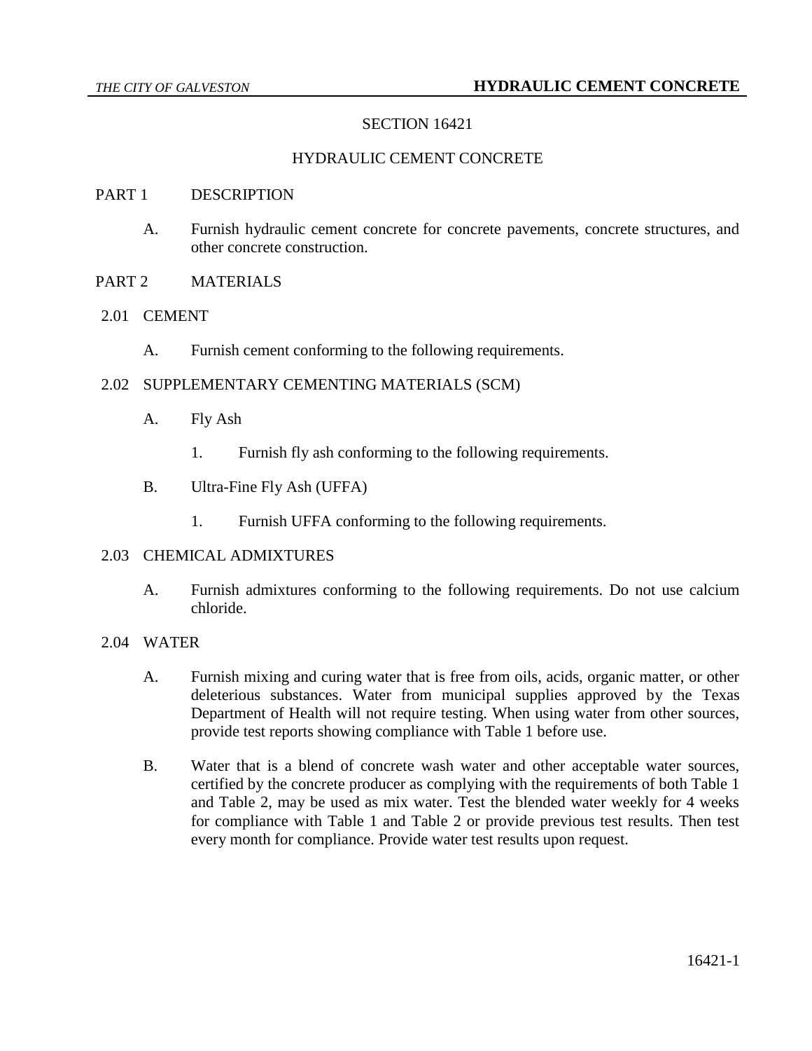# SECTION 16421

# HYDRAULIC CEMENT CONCRETE

## PART 1 DESCRIPTION

A. Furnish hydraulic cement concrete for concrete pavements, concrete structures, and other concrete construction.

## PART 2 MATERIALS

### 2.01 CEMENT

A. Furnish cement conforming to the following requirements.

### 2.02 SUPPLEMENTARY CEMENTING MATERIALS (SCM)

A. Fly Ash

1. Furnish fly ash conforming to the following requirements.

B. Ultra-Fine Fly Ash (UFFA)

1. Furnish UFFA conforming to the following requirements.

### 2.03 CHEMICAL ADMIXTURES

A. Furnish admixtures conforming to the following requirements. Do not use calcium chloride.

### 2.04 WATER

A. Furnish mixing and curing water that is free from oils, acids, organic matter, or other deleterious substances. Water from municipal supplies approved by the Texas Department of Health will not require testing. When using water from other sources, provide test reports showing compliance with Table 1 before use.

B. Water that is a blend of concrete wash water and other acceptable water sources, certified by the concrete producer as complying with the requirements of both Table 1 and Table 2, may be used as mix water. Test the blended water weekly for 4 weeks for compliance with Table 1 and Table 2 or provide previous test results. Then test every month for compliance. Provide water test results upon request.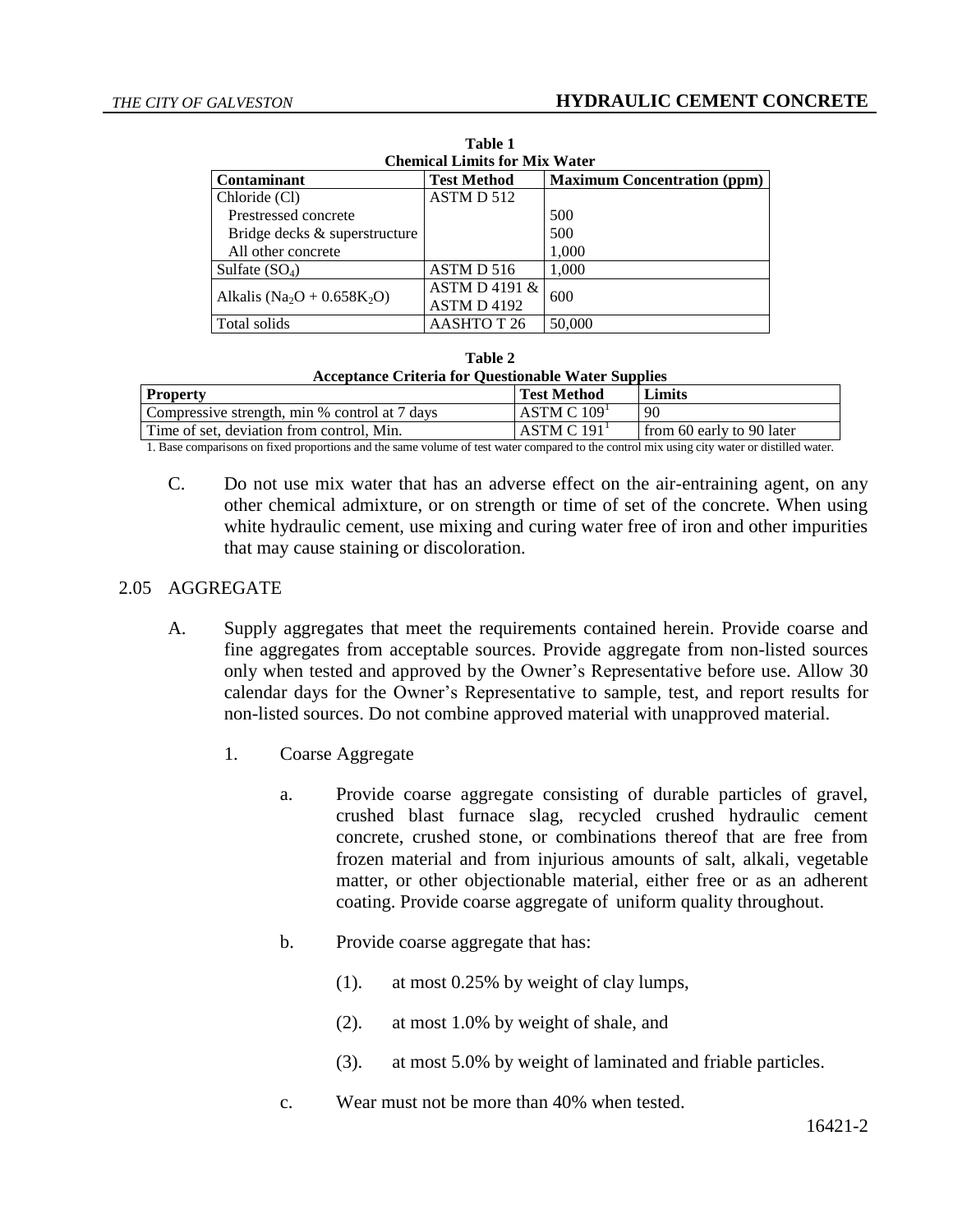**Table 1**
**Chemical Limits for Mix Water**

| Contaminant | Test Method | Maximum Concentration (ppm) |
| --- | --- | --- |
| Chloride (Cl) | ASTM D 512 | |
| Prestressed concrete | | 500 |
| Bridge decks & superstructure | | 500 |
| All other concrete | | 1,000 |
| Sulfate ($SO_4$) | ASTM D 516 | 1,000 |
| Alkalis ($Na_2O + 0.658K_2O$) | ASTM D 4191 & ASTM D 4192 | 600 |
| Total solids | AASHTO T 26 | 50,000 |

**Table 2**
**Acceptance Criteria for Questionable Water Supplies**

| Property | Test Method | Limits |
| --- | --- | --- |
| Compressive strength, min % control at 7 days | ASTM C 109[1] | 90 |
| Time of set, deviation from control, Min. | ASTM C 191[1] | from 60 early to 90 later |

1. Base comparisons on fixed proportions and the same volume of test water compared to the control mix using city water or distilled water.

C. Do not use mix water that has an adverse effect on the air-entraining agent, on any other chemical admixture, or on strength or time of set of the concrete. When using white hydraulic cement, use mixing and curing water free of iron and other impurities that may cause staining or discoloration.

## 2.05 AGGREGATE

A. Supply aggregates that meet the requirements contained herein. Provide coarse and fine aggregates from acceptable sources. Provide aggregate from non-listed sources only when tested and approved by the Owner's Representative before use. Allow 30 calendar days for the Owner's Representative to sample, test, and report results for non-listed sources. Do not combine approved material with unapproved material.

1. Coarse Aggregate

   a. Provide coarse aggregate consisting of durable particles of gravel, crushed blast furnace slag, recycled crushed hydraulic cement concrete, crushed stone, or combinations thereof that are free from frozen material and from injurious amounts of salt, alkali, vegetable matter, or other objectionable material, either free or as an adherent coating. Provide coarse aggregate of uniform quality throughout.

   b. Provide coarse aggregate that has:

      (1). at most 0.25% by weight of clay lumps,

      (2). at most 1.0% by weight of shale, and

      (3). at most 5.0% by weight of laminated and friable particles.

   c. Wear must not be more than 40% when tested.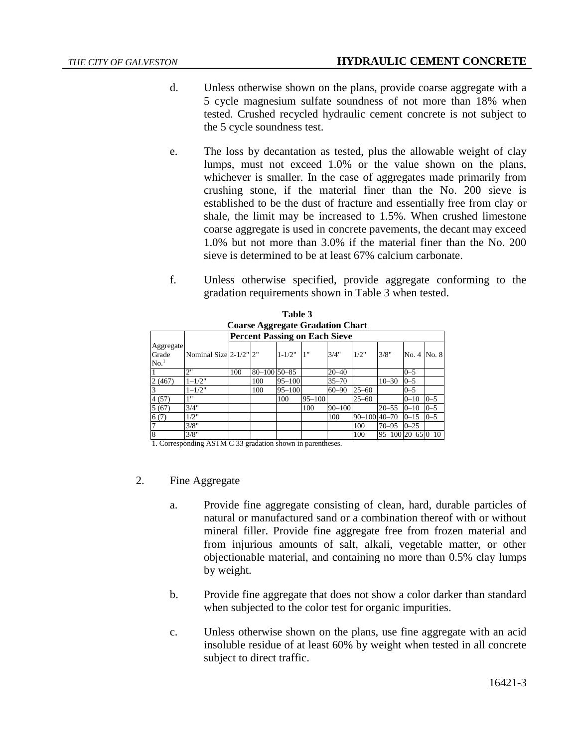d. Unless otherwise shown on the plans, provide coarse aggregate with a 5 cycle magnesium sulfate soundness of not more than 18% when tested. Crushed recycled hydraulic cement concrete is not subject to the 5 cycle soundness test.

e. The loss by decantation as tested, plus the allowable weight of clay lumps, must not exceed 1.0% or the value shown on the plans, whichever is smaller. In the case of aggregates made primarily from crushing stone, if the material finer than the No. 200 sieve is established to be the dust of fracture and essentially free from clay or shale, the limit may be increased to 1.5%. When crushed limestone coarse aggregate is used in concrete pavements, the decant may exceed 1.0% but not more than 3.0% if the material finer than the No. 200 sieve is determined to be at least 67% calcium carbonate.

f. Unless otherwise specified, provide aggregate conforming to the gradation requirements shown in Table 3 when tested.

**Table 3**
**Coarse Aggregate Gradation Chart**

| Aggregate Grade No.[1] | Nominal Size | Percent Passing on Each Sieve | | | | | | | | |
|---|---|---|---|---|---|---|---|---|---|---|
| | | 2-1/2" | 2" | 1-1/2" | 1" | 3/4" | 1/2" | 3/8" | No. 4 | No. 8 |
| 1 | 2" | 100 | 80–100 | 50–85 | | 20–40 | | | 0–5 | |
| 2 (467) | 1–1/2" | | 100 | 95–100 | | 35–70 | | 10–30 | 0–5 | |
| 3 | 1–1/2" | | 100 | 95–100 | | 60–90 | 25–60 | | 0–5 | |
| 4 (57) | 1" | | | 100 | 95–100 | | 25–60 | | 0–10 | 0–5 |
| 5 (67) | 3/4" | | | | 100 | 90–100 | | 20–55 | 0–10 | 0–5 |
| 6 (7) | 1/2" | | | | | 100 | 90–100 | 40–70 | 0–15 | 0–5 |
| 7 | 3/8" | | | | | | 100 | 70–95 | 0–25 | |
| 8 | 3/8" | | | | | | 100 | 95–100 | 20–65 | 0–10 |

1. Corresponding ASTM C 33 gradation shown in parentheses.

2. Fine Aggregate

   a. Provide fine aggregate consisting of clean, hard, durable particles of natural or manufactured sand or a combination thereof with or without mineral filler. Provide fine aggregate free from frozen material and from injurious amounts of salt, alkali, vegetable matter, or other objectionable material, and containing no more than 0.5% clay lumps by weight.

   b. Provide fine aggregate that does not show a color darker than standard when subjected to the color test for organic impurities.

   c. Unless otherwise shown on the plans, use fine aggregate with an acid insoluble residue of at least 60% by weight when tested in all concrete subject to direct traffic.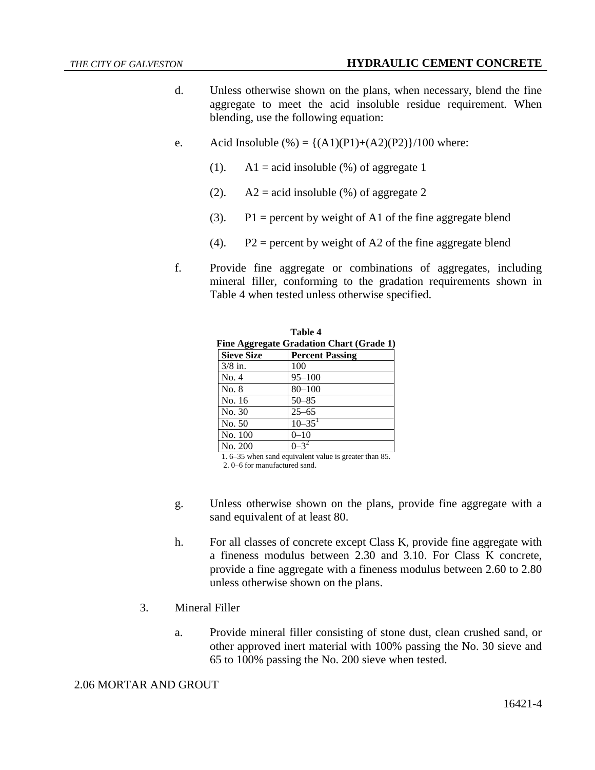d. Unless otherwise shown on the plans, when necessary, blend the fine aggregate to meet the acid insoluble residue requirement. When blending, use the following equation:

e. Acid Insoluble (%) = {(A1)(P1)+(A2)(P2)}/100 where:

   (1). A1 = acid insoluble (%) of aggregate 1

   (2). A2 = acid insoluble (%) of aggregate 2

   (3). P1 = percent by weight of A1 of the fine aggregate blend

   (4). P2 = percent by weight of A2 of the fine aggregate blend

f. Provide fine aggregate or combinations of aggregates, including mineral filler, conforming to the gradation requirements shown in Table 4 when tested unless otherwise specified.

**Table 4**
**Fine Aggregate Gradation Chart (Grade 1)**

| Sieve Size | Percent Passing |
|---|---|
| 3/8 in. | 100 |
| No. 4 | 95–100 |
| No. 8 | 80–100 |
| No. 16 | 50–85 |
| No. 30 | 25–65 |
| No. 50 | 10–35[1] |
| No. 100 | 0–10 |
| No. 200 | 0–3[2] |

1. 6–35 when sand equivalent value is greater than 85.
2. 0–6 for manufactured sand.

g. Unless otherwise shown on the plans, provide fine aggregate with a sand equivalent of at least 80.

h. For all classes of concrete except Class K, provide fine aggregate with a fineness modulus between 2.30 and 3.10. For Class K concrete, provide a fine aggregate with a fineness modulus between 2.60 to 2.80 unless otherwise shown on the plans.

3. Mineral Filler

   a. Provide mineral filler consisting of stone dust, clean crushed sand, or other approved inert material with 100% passing the No. 30 sieve and 65 to 100% passing the No. 200 sieve when tested.

## 2.06 MORTAR AND GROUT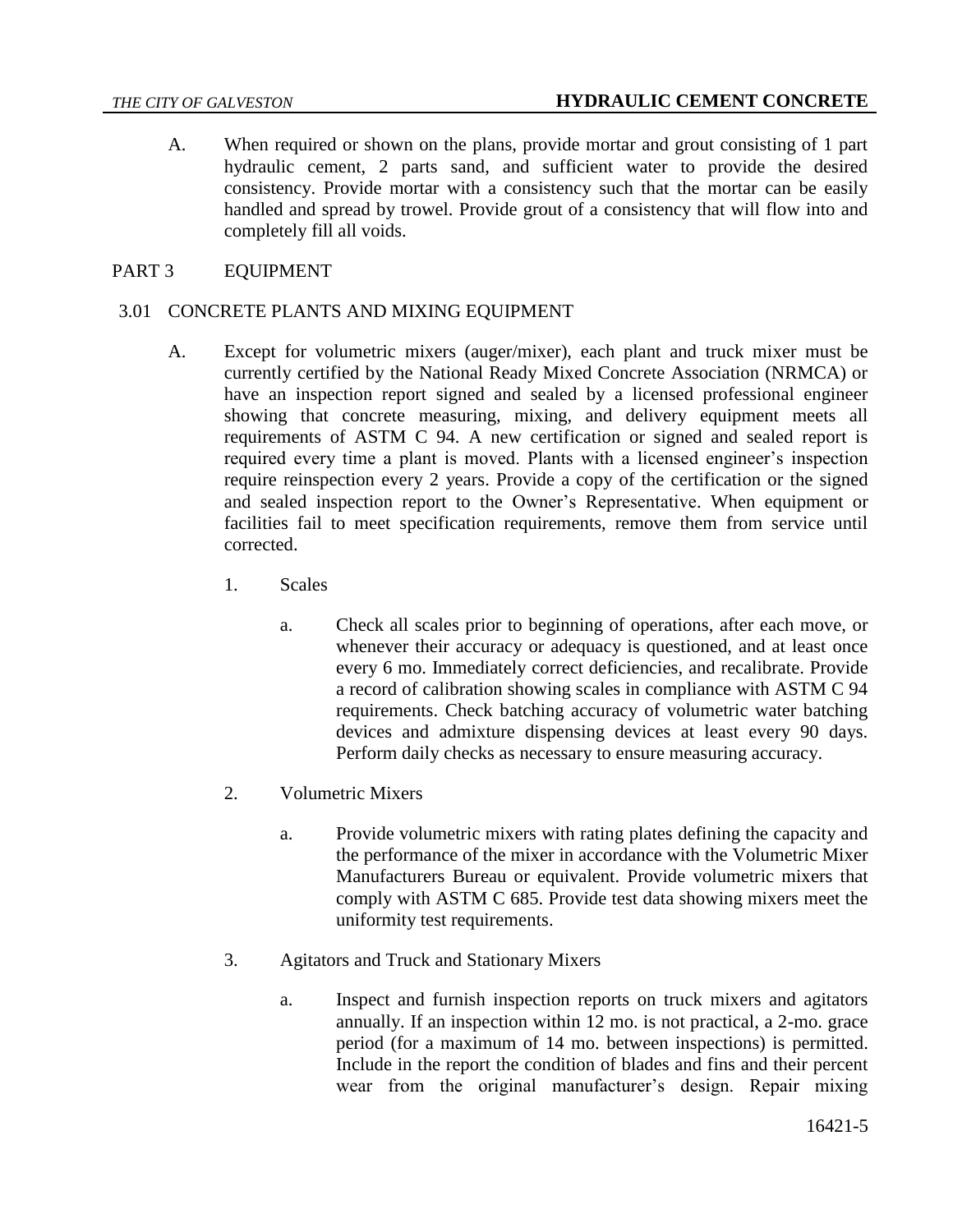A. When required or shown on the plans, provide mortar and grout consisting of 1 part hydraulic cement, 2 parts sand, and sufficient water to provide the desired consistency. Provide mortar with a consistency such that the mortar can be easily handled and spread by trowel. Provide grout of a consistency that will flow into and completely fill all voids.

## PART 3 EQUIPMENT

### 3.01 CONCRETE PLANTS AND MIXING EQUIPMENT

A. Except for volumetric mixers (auger/mixer), each plant and truck mixer must be currently certified by the National Ready Mixed Concrete Association (NRMCA) or have an inspection report signed and sealed by a licensed professional engineer showing that concrete measuring, mixing, and delivery equipment meets all requirements of ASTM C 94. A new certification or signed and sealed report is required every time a plant is moved. Plants with a licensed engineer's inspection require reinspection every 2 years. Provide a copy of the certification or the signed and sealed inspection report to the Owner's Representative. When equipment or facilities fail to meet specification requirements, remove them from service until corrected.

1. Scales

   a. Check all scales prior to beginning of operations, after each move, or whenever their accuracy or adequacy is questioned, and at least once every 6 mo. Immediately correct deficiencies, and recalibrate. Provide a record of calibration showing scales in compliance with ASTM C 94 requirements. Check batching accuracy of volumetric water batching devices and admixture dispensing devices at least every 90 days. Perform daily checks as necessary to ensure measuring accuracy.

2. Volumetric Mixers

   a. Provide volumetric mixers with rating plates defining the capacity and the performance of the mixer in accordance with the Volumetric Mixer Manufacturers Bureau or equivalent. Provide volumetric mixers that comply with ASTM C 685. Provide test data showing mixers meet the uniformity test requirements.

3. Agitators and Truck and Stationary Mixers

   a. Inspect and furnish inspection reports on truck mixers and agitators annually. If an inspection within 12 mo. is not practical, a 2-mo. grace period (for a maximum of 14 mo. between inspections) is permitted. Include in the report the condition of blades and fins and their percent wear from the original manufacturer's design. Repair mixing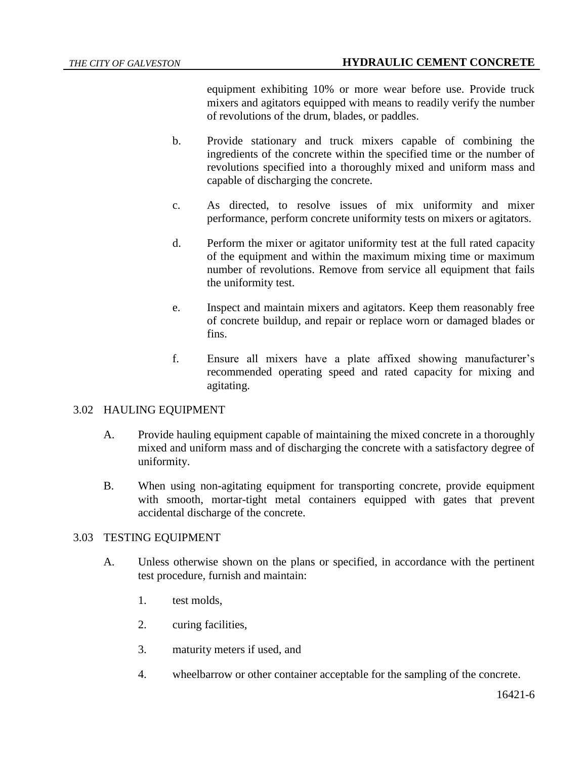equipment exhibiting 10% or more wear before use. Provide truck mixers and agitators equipped with means to readily verify the number of revolutions of the drum, blades, or paddles.

b. Provide stationary and truck mixers capable of combining the ingredients of the concrete within the specified time or the number of revolutions specified into a thoroughly mixed and uniform mass and capable of discharging the concrete.

c. As directed, to resolve issues of mix uniformity and mixer performance, perform concrete uniformity tests on mixers or agitators.

d. Perform the mixer or agitator uniformity test at the full rated capacity of the equipment and within the maximum mixing time or maximum number of revolutions. Remove from service all equipment that fails the uniformity test.

e. Inspect and maintain mixers and agitators. Keep them reasonably free of concrete buildup, and repair or replace worn or damaged blades or fins.

f. Ensure all mixers have a plate affixed showing manufacturer's recommended operating speed and rated capacity for mixing and agitating.

## 3.02 HAULING EQUIPMENT

A. Provide hauling equipment capable of maintaining the mixed concrete in a thoroughly mixed and uniform mass and of discharging the concrete with a satisfactory degree of uniformity.

B. When using non-agitating equipment for transporting concrete, provide equipment with smooth, mortar-tight metal containers equipped with gates that prevent accidental discharge of the concrete.

## 3.03 TESTING EQUIPMENT

A. Unless otherwise shown on the plans or specified, in accordance with the pertinent test procedure, furnish and maintain:

1. test molds,

2. curing facilities,

3. maturity meters if used, and

4. wheelbarrow or other container acceptable for the sampling of the concrete.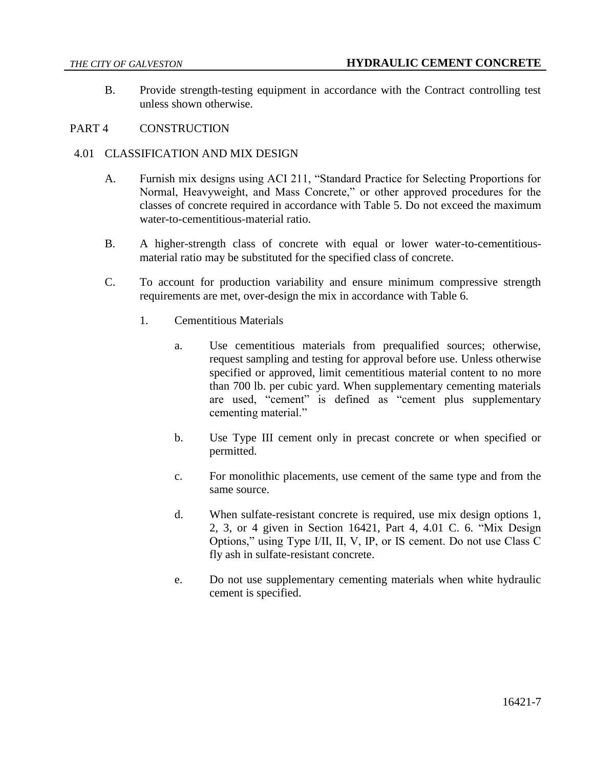B. Provide strength-testing equipment in accordance with the Contract controlling test unless shown otherwise.

## PART 4 CONSTRUCTION

### 4.01 CLASSIFICATION AND MIX DESIGN

A. Furnish mix designs using ACI 211, "Standard Practice for Selecting Proportions for Normal, Heavyweight, and Mass Concrete," or other approved procedures for the classes of concrete required in accordance with Table 5. Do not exceed the maximum water-to-cementitious-material ratio.

B. A higher-strength class of concrete with equal or lower water-to-cementitious-material ratio may be substituted for the specified class of concrete.

C. To account for production variability and ensure minimum compressive strength requirements are met, over-design the mix in accordance with Table 6.

1. Cementitious Materials

   a. Use cementitious materials from prequalified sources; otherwise, request sampling and testing for approval before use. Unless otherwise specified or approved, limit cementitious material content to no more than 700 lb. per cubic yard. When supplementary cementing materials are used, "cement" is defined as "cement plus supplementary cementing material."

   b. Use Type III cement only in precast concrete or when specified or permitted.

   c. For monolithic placements, use cement of the same type and from the same source.

   d. When sulfate-resistant concrete is required, use mix design options 1, 2, 3, or 4 given in Section 16421, Part 4, 4.01 C. 6. "Mix Design Options," using Type I/II, II, V, IP, or IS cement. Do not use Class C fly ash in sulfate-resistant concrete.

   e. Do not use supplementary cementing materials when white hydraulic cement is specified.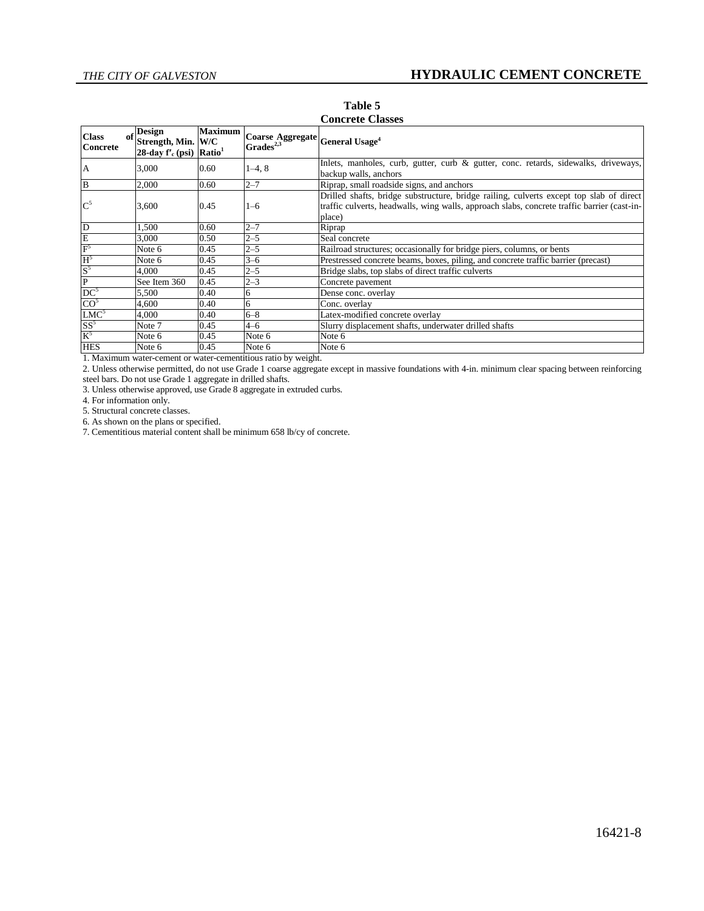**Table 5**
**Concrete Classes**

| Class of Concrete | Design Strength, Min. 28-day $f'_c$ (psi) | Maximum W/C Ratio[1] | Coarse Aggregate Grades[2,3] | General Usage[4] |
|---|---|---|---|---|
| A | 3,000 | 0.60 | 1–4, 8 | Inlets, manholes, curb, gutter, curb & gutter, conc. retards, sidewalks, driveways, backup walls, anchors |
| B | 2,000 | 0.60 | 2–7 | Riprap, small roadside signs, and anchors |
| C[5] | 3,600 | 0.45 | 1–6 | Drilled shafts, bridge substructure, bridge railing, culverts except top slab of direct traffic culverts, headwalls, wing walls, approach slabs, concrete traffic barrier (cast-in-place) |
| D | 1,500 | 0.60 | 2–7 | Riprap |
| E | 3,000 | 0.50 | 2–5 | Seal concrete |
| F[5] | Note 6 | 0.45 | 2–5 | Railroad structures; occasionally for bridge piers, columns, or bents |
| H[5] | Note 6 | 0.45 | 3–6 | Prestressed concrete beams, boxes, piling, and concrete traffic barrier (precast) |
| S[5] | 4,000 | 0.45 | 2–5 | Bridge slabs, top slabs of direct traffic culverts |
| P | See Item 360 | 0.45 | 2–3 | Concrete pavement |
| DC[5] | 5,500 | 0.40 | 6 | Dense conc. overlay |
| CO[5] | 4,600 | 0.40 | 6 | Conc. overlay |
| LMC[5] | 4,000 | 0.40 | 6–8 | Latex-modified concrete overlay |
| SS[5] | Note 7 | 0.45 | 4–6 | Slurry displacement shafts, underwater drilled shafts |
| K[5] | Note 6 | 0.45 | Note 6 | Note 6 |
| HES | Note 6 | 0.45 | Note 6 | Note 6 |

1. Maximum water-cement or water-cementitious ratio by weight.

2. Unless otherwise permitted, do not use Grade 1 coarse aggregate except in massive foundations with 4-in. minimum clear spacing between reinforcing steel bars. Do not use Grade 1 aggregate in drilled shafts.

3. Unless otherwise approved, use Grade 8 aggregate in extruded curbs.

4. For information only.

5. Structural concrete classes.

6. As shown on the plans or specified.

7. Cementitious material content shall be minimum 658 lb/cy of concrete.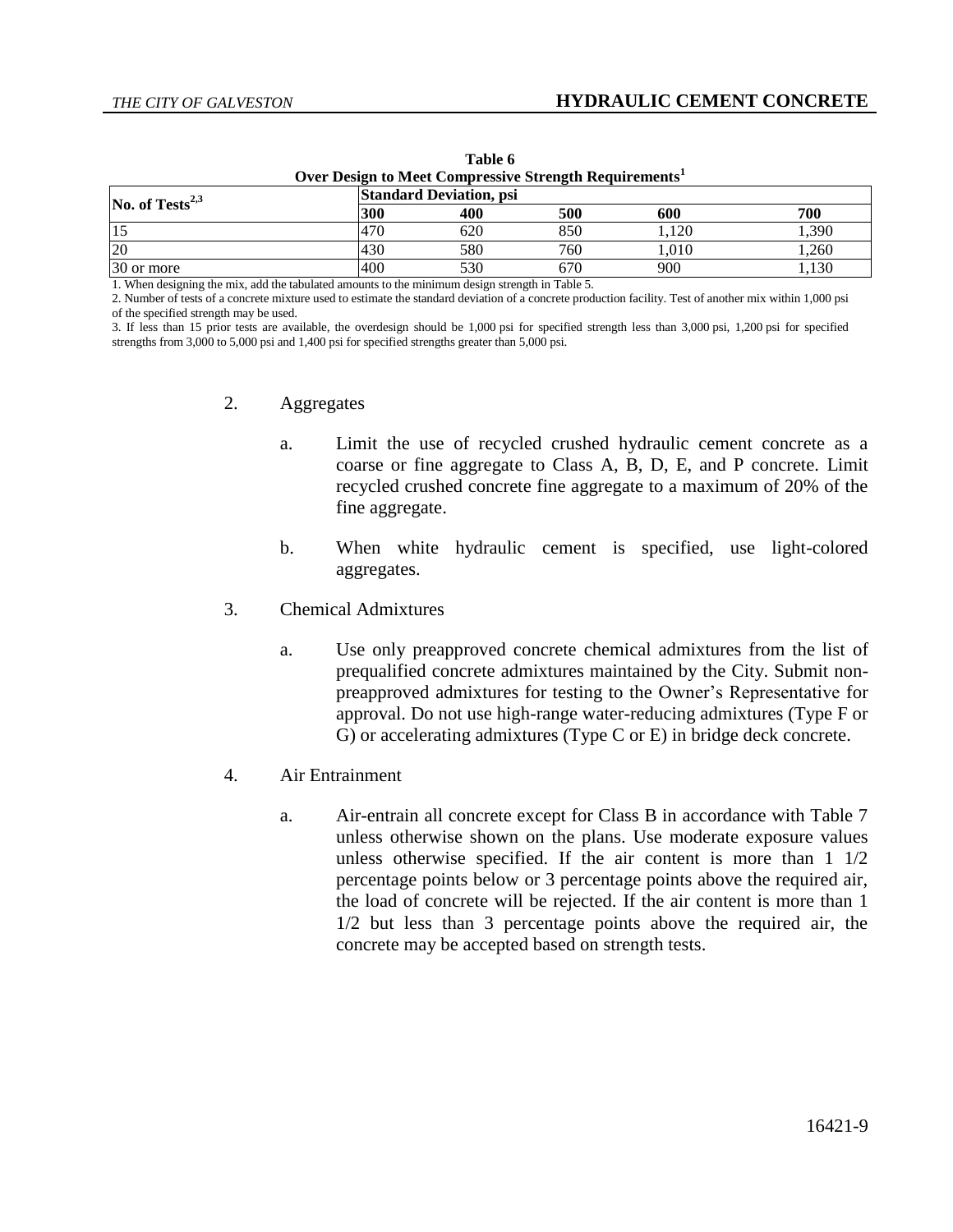**Table 6**
**Over Design to Meet Compressive Strength Requirements[1]**

| No. of Tests[2,3] | Standard Deviation, psi | | | | |
|---|---|---|---|---|---|
| | 300 | 400 | 500 | 600 | 700 |
| 15 | 470 | 620 | 850 | 1,120 | 1,390 |
| 20 | 430 | 580 | 760 | 1,010 | 1,260 |
| 30 or more | 400 | 530 | 670 | 900 | 1,130 |

1. When designing the mix, add the tabulated amounts to the minimum design strength in Table 5.
2. Number of tests of a concrete mixture used to estimate the standard deviation of a concrete production facility. Test of another mix within 1,000 psi of the specified strength may be used.
3. If less than 15 prior tests are available, the overdesign should be 1,000 psi for specified strength less than 3,000 psi, 1,200 psi for specified strengths from 3,000 to 5,000 psi and 1,400 psi for specified strengths greater than 5,000 psi.

2. Aggregates

   a. Limit the use of recycled crushed hydraulic cement concrete as a coarse or fine aggregate to Class A, B, D, E, and P concrete. Limit recycled crushed concrete fine aggregate to a maximum of 20% of the fine aggregate.

   b. When white hydraulic cement is specified, use light-colored aggregates.

3. Chemical Admixtures

   a. Use only preapproved concrete chemical admixtures from the list of prequalified concrete admixtures maintained by the City. Submit non-preapproved admixtures for testing to the Owner's Representative for approval. Do not use high-range water-reducing admixtures (Type F or G) or accelerating admixtures (Type C or E) in bridge deck concrete.

4. Air Entrainment

   a. Air-entrain all concrete except for Class B in accordance with Table 7 unless otherwise shown on the plans. Use moderate exposure values unless otherwise specified. If the air content is more than 1 1/2 percentage points below or 3 percentage points above the required air, the load of concrete will be rejected. If the air content is more than 1 1/2 but less than 3 percentage points above the required air, the concrete may be accepted based on strength tests.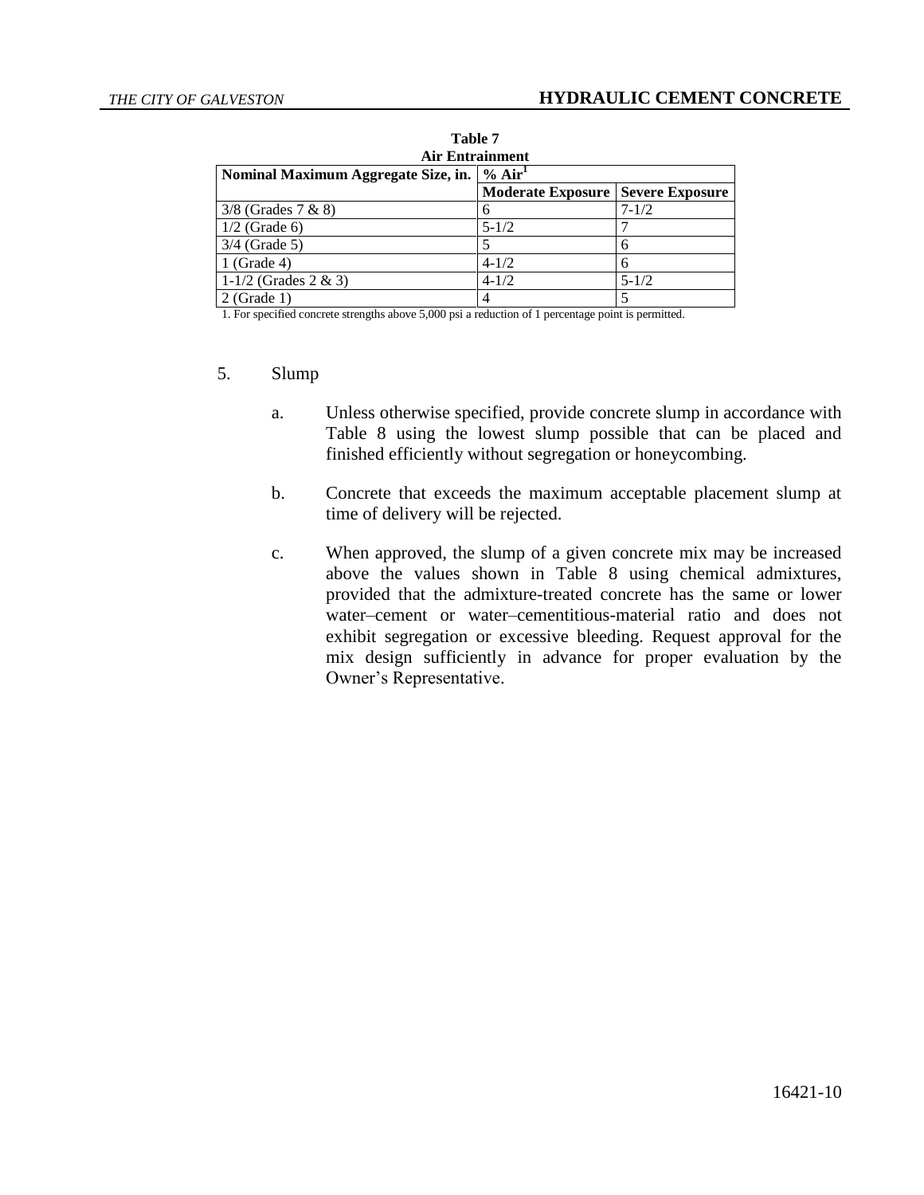**Table 7**
**Air Entrainment**

| Nominal Maximum Aggregate Size, in. | % Air[1] | |
|---|---|---|
| | Moderate Exposure | Severe Exposure |
| 3/8 (Grades 7 & 8) | 6 | 7-1/2 |
| 1/2 (Grade 6) | 5-1/2 | 7 |
| 3/4 (Grade 5) | 5 | 6 |
| 1 (Grade 4) | 4-1/2 | 6 |
| 1-1/2 (Grades 2 & 3) | 4-1/2 | 5-1/2 |
| 2 (Grade 1) | 4 | 5 |

1. For specified concrete strengths above 5,000 psi a reduction of 1 percentage point is permitted.

5. Slump

   a. Unless otherwise specified, provide concrete slump in accordance with Table 8 using the lowest slump possible that can be placed and finished efficiently without segregation or honeycombing.

   b. Concrete that exceeds the maximum acceptable placement slump at time of delivery will be rejected.

   c. When approved, the slump of a given concrete mix may be increased above the values shown in Table 8 using chemical admixtures, provided that the admixture-treated concrete has the same or lower water–cement or water–cementitious-material ratio and does not exhibit segregation or excessive bleeding. Request approval for the mix design sufficiently in advance for proper evaluation by the Owner's Representative.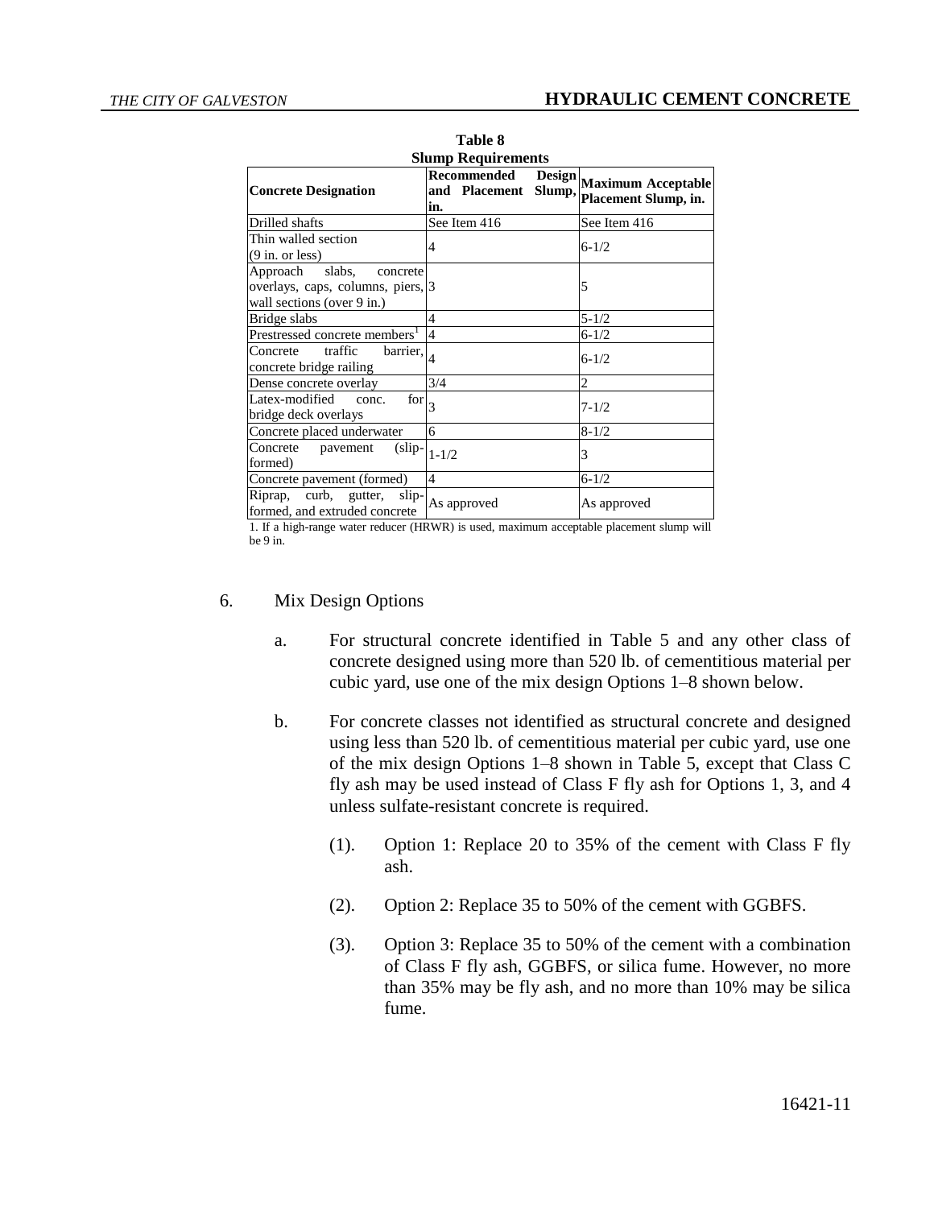**Table 8**
**Slump Requirements**

| Concrete Designation | Recommended Design and Placement Slump, in. | Maximum Acceptable Placement Slump, in. |
|---|---|---|
| Drilled shafts | See Item 416 | See Item 416 |
| Thin walled section (9 in. or less) | 4 | 6-1/2 |
| Approach slabs, concrete overlays, caps, columns, piers, wall sections (over 9 in.) | 3 | 5 |
| Bridge slabs | 4 | 5-1/2 |
| Prestressed concrete members[1] | 4 | 6-1/2 |
| Concrete traffic barrier, concrete bridge railing | 4 | 6-1/2 |
| Dense concrete overlay | 3/4 | 2 |
| Latex-modified conc. for bridge deck overlays | 3 | 7-1/2 |
| Concrete placed underwater | 6 | 8-1/2 |
| Concrete pavement (slip-formed) | 1-1/2 | 3 |
| Concrete pavement (formed) | 4 | 6-1/2 |
| Riprap, curb, gutter, slip-formed, and extruded concrete | As approved | As approved |

1. If a high-range water reducer (HRWR) is used, maximum acceptable placement slump will be 9 in.

6. Mix Design Options

   a. For structural concrete identified in Table 5 and any other class of concrete designed using more than 520 lb. of cementitious material per cubic yard, use one of the mix design Options 1–8 shown below.

   b. For concrete classes not identified as structural concrete and designed using less than 520 lb. of cementitious material per cubic yard, use one of the mix design Options 1–8 shown in Table 5, except that Class C fly ash may be used instead of Class F fly ash for Options 1, 3, and 4 unless sulfate-resistant concrete is required.

      (1). Option 1: Replace 20 to 35% of the cement with Class F fly ash.

      (2). Option 2: Replace 35 to 50% of the cement with GGBFS.

      (3). Option 3: Replace 35 to 50% of the cement with a combination of Class F fly ash, GGBFS, or silica fume. However, no more than 35% may be fly ash, and no more than 10% may be silica fume.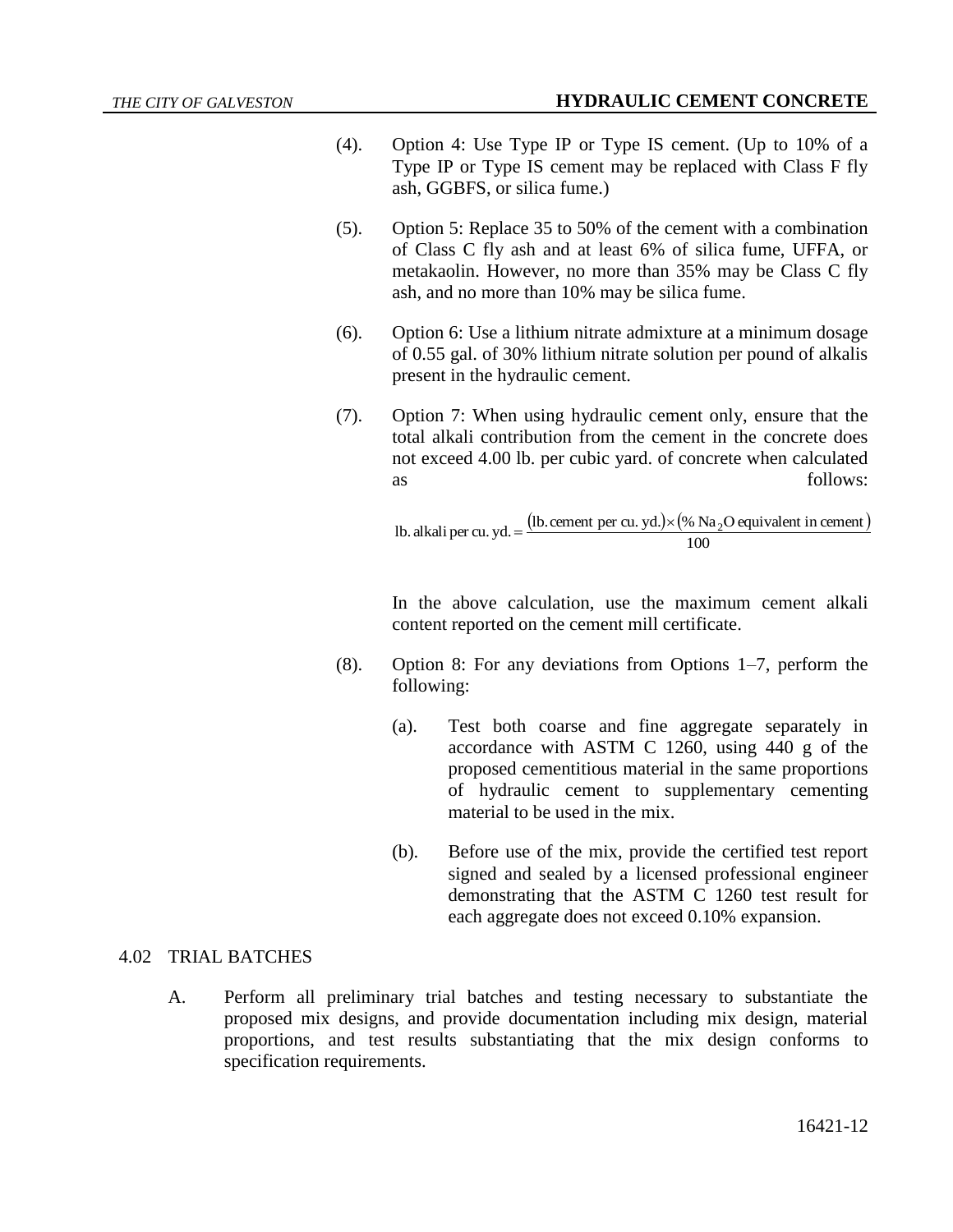(4). Option 4: Use Type IP or Type IS cement. (Up to 10% of a Type IP or Type IS cement may be replaced with Class F fly ash, GGBFS, or silica fume.)

(5). Option 5: Replace 35 to 50% of the cement with a combination of Class C fly ash and at least 6% of silica fume, UFFA, or metakaolin. However, no more than 35% may be Class C fly ash, and no more than 10% may be silica fume.

(6). Option 6: Use a lithium nitrate admixture at a minimum dosage of 0.55 gal. of 30% lithium nitrate solution per pound of alkalis present in the hydraulic cement.

(7). Option 7: When using hydraulic cement only, ensure that the total alkali contribution from the cement in the concrete does not exceed 4.00 lb. per cubic yard. of concrete when calculated as follows:

$$\text{lb. alkali per cu. yd.} = \frac{(\text{lb. cement per cu. yd.}) \times (\%\ Na_2O \text{ equivalent in cement})}{100}$$

In the above calculation, use the maximum cement alkali content reported on the cement mill certificate.

(8). Option 8: For any deviations from Options 1–7, perform the following:

(a). Test both coarse and fine aggregate separately in accordance with ASTM C 1260, using 440 g of the proposed cementitious material in the same proportions of hydraulic cement to supplementary cementing material to be used in the mix.

(b). Before use of the mix, provide the certified test report signed and sealed by a licensed professional engineer demonstrating that the ASTM C 1260 test result for each aggregate does not exceed 0.10% expansion.

## 4.02 TRIAL BATCHES

A. Perform all preliminary trial batches and testing necessary to substantiate the proposed mix designs, and provide documentation including mix design, material proportions, and test results substantiating that the mix design conforms to specification requirements.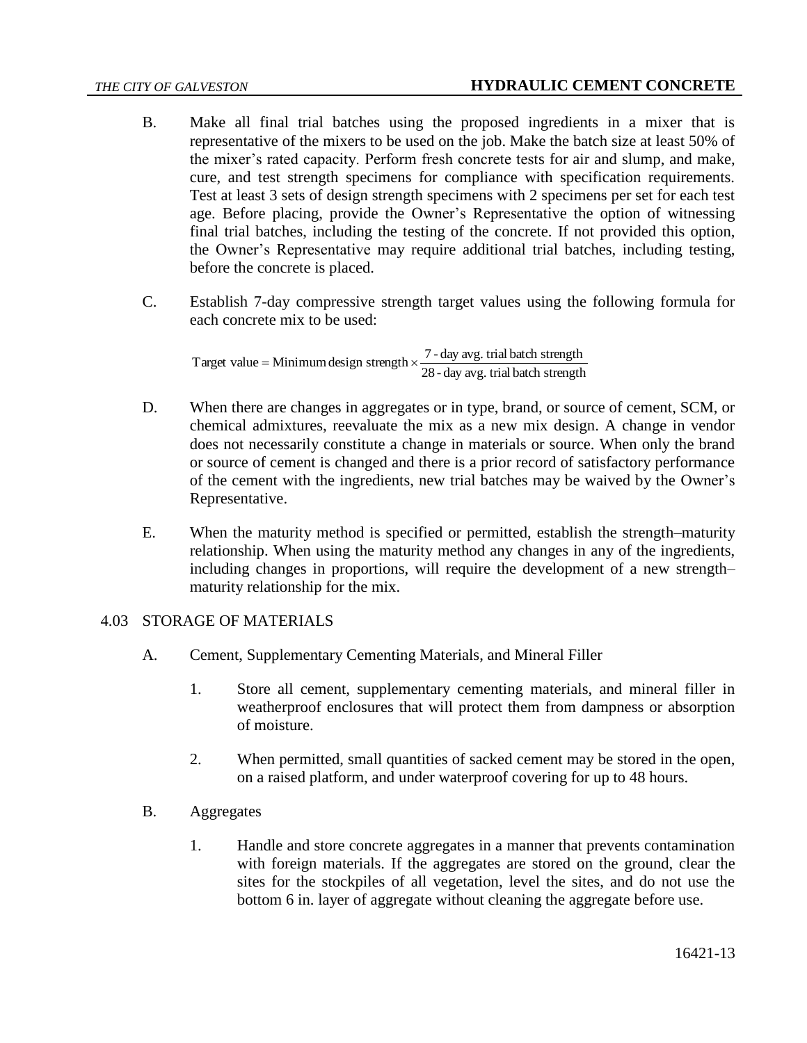B. Make all final trial batches using the proposed ingredients in a mixer that is representative of the mixers to be used on the job. Make the batch size at least 50% of the mixer's rated capacity. Perform fresh concrete tests for air and slump, and make, cure, and test strength specimens for compliance with specification requirements. Test at least 3 sets of design strength specimens with 2 specimens per set for each test age. Before placing, provide the Owner's Representative the option of witnessing final trial batches, including the testing of the concrete. If not provided this option, the Owner's Representative may require additional trial batches, including testing, before the concrete is placed.

C. Establish 7-day compressive strength target values using the following formula for each concrete mix to be used:

$$\text{Target value} = \text{Minimum design strength} \times \frac{\text{7 - day avg. trial batch strength}}{\text{28 - day avg. trial batch strength}}$$

D. When there are changes in aggregates or in type, brand, or source of cement, SCM, or chemical admixtures, reevaluate the mix as a new mix design. A change in vendor does not necessarily constitute a change in materials or source. When only the brand or source of cement is changed and there is a prior record of satisfactory performance of the cement with the ingredients, new trial batches may be waived by the Owner's Representative.

E. When the maturity method is specified or permitted, establish the strength–maturity relationship. When using the maturity method any changes in any of the ingredients, including changes in proportions, will require the development of a new strength–maturity relationship for the mix.

## 4.03 STORAGE OF MATERIALS

A. Cement, Supplementary Cementing Materials, and Mineral Filler

1. Store all cement, supplementary cementing materials, and mineral filler in weatherproof enclosures that will protect them from dampness or absorption of moisture.

2. When permitted, small quantities of sacked cement may be stored in the open, on a raised platform, and under waterproof covering for up to 48 hours.

B. Aggregates

1. Handle and store concrete aggregates in a manner that prevents contamination with foreign materials. If the aggregates are stored on the ground, clear the sites for the stockpiles of all vegetation, level the sites, and do not use the bottom 6 in. layer of aggregate without cleaning the aggregate before use.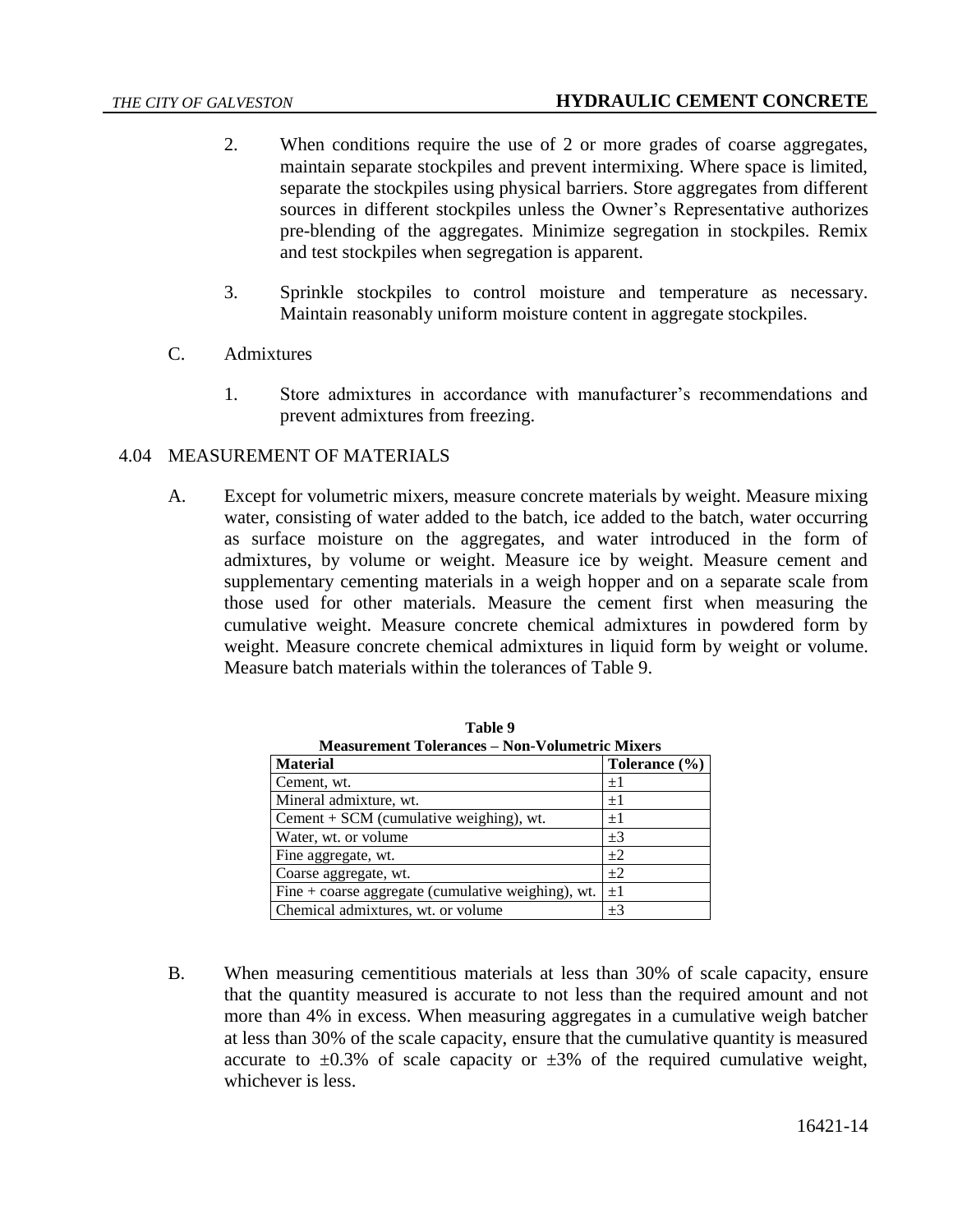2. When conditions require the use of 2 or more grades of coarse aggregates, maintain separate stockpiles and prevent intermixing. Where space is limited, separate the stockpiles using physical barriers. Store aggregates from different sources in different stockpiles unless the Owner's Representative authorizes pre-blending of the aggregates. Minimize segregation in stockpiles. Remix and test stockpiles when segregation is apparent.

3. Sprinkle stockpiles to control moisture and temperature as necessary. Maintain reasonably uniform moisture content in aggregate stockpiles.

C. Admixtures

1. Store admixtures in accordance with manufacturer's recommendations and prevent admixtures from freezing.

## 4.04 MEASUREMENT OF MATERIALS

A. Except for volumetric mixers, measure concrete materials by weight. Measure mixing water, consisting of water added to the batch, ice added to the batch, water occurring as surface moisture on the aggregates, and water introduced in the form of admixtures, by volume or weight. Measure ice by weight. Measure cement and supplementary cementing materials in a weigh hopper and on a separate scale from those used for other materials. Measure the cement first when measuring the cumulative weight. Measure concrete chemical admixtures in powdered form by weight. Measure concrete chemical admixtures in liquid form by weight or volume. Measure batch materials within the tolerances of Table 9.

**Table 9**
**Measurement Tolerances – Non-Volumetric Mixers**

| Material | Tolerance (%) |
|---|---|
| Cement, wt. | ±1 |
| Mineral admixture, wt. | ±1 |
| Cement + SCM (cumulative weighing), wt. | ±1 |
| Water, wt. or volume | ±3 |
| Fine aggregate, wt. | ±2 |
| Coarse aggregate, wt. | ±2 |
| Fine + coarse aggregate (cumulative weighing), wt. | ±1 |
| Chemical admixtures, wt. or volume | ±3 |

B. When measuring cementitious materials at less than 30% of scale capacity, ensure that the quantity measured is accurate to not less than the required amount and not more than 4% in excess. When measuring aggregates in a cumulative weigh batcher at less than 30% of the scale capacity, ensure that the cumulative quantity is measured accurate to ±0.3% of scale capacity or ±3% of the required cumulative weight, whichever is less.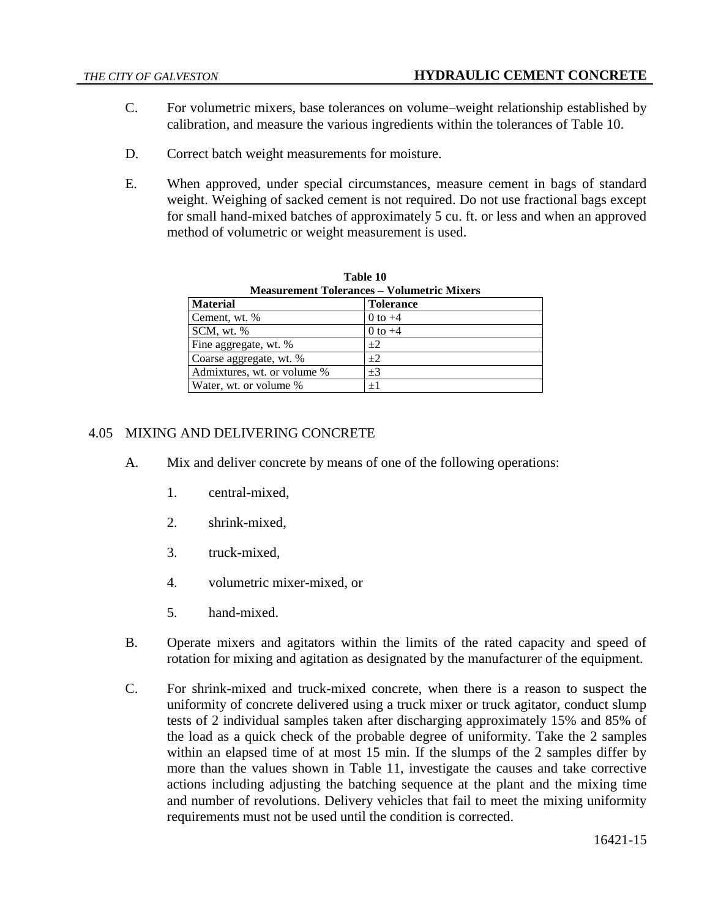C. For volumetric mixers, base tolerances on volume–weight relationship established by calibration, and measure the various ingredients within the tolerances of Table 10.

D. Correct batch weight measurements for moisture.

E. When approved, under special circumstances, measure cement in bags of standard weight. Weighing of sacked cement is not required. Do not use fractional bags except for small hand-mixed batches of approximately 5 cu. ft. or less and when an approved method of volumetric or weight measurement is used.

**Table 10**
**Measurement Tolerances – Volumetric Mixers**

| Material | Tolerance |
|---|---|
| Cement, wt. % | 0 to +4 |
| SCM, wt. % | 0 to +4 |
| Fine aggregate, wt. % | ±2 |
| Coarse aggregate, wt. % | ±2 |
| Admixtures, wt. or volume % | ±3 |
| Water, wt. or volume % | ±1 |

## 4.05 MIXING AND DELIVERING CONCRETE

A. Mix and deliver concrete by means of one of the following operations:

1. central-mixed,
2. shrink-mixed,
3. truck-mixed,
4. volumetric mixer-mixed, or
5. hand-mixed.

B. Operate mixers and agitators within the limits of the rated capacity and speed of rotation for mixing and agitation as designated by the manufacturer of the equipment.

C. For shrink-mixed and truck-mixed concrete, when there is a reason to suspect the uniformity of concrete delivered using a truck mixer or truck agitator, conduct slump tests of 2 individual samples taken after discharging approximately 15% and 85% of the load as a quick check of the probable degree of uniformity. Take the 2 samples within an elapsed time of at most 15 min. If the slumps of the 2 samples differ by more than the values shown in Table 11, investigate the causes and take corrective actions including adjusting the batching sequence at the plant and the mixing time and number of revolutions. Delivery vehicles that fail to meet the mixing uniformity requirements must not be used until the condition is corrected.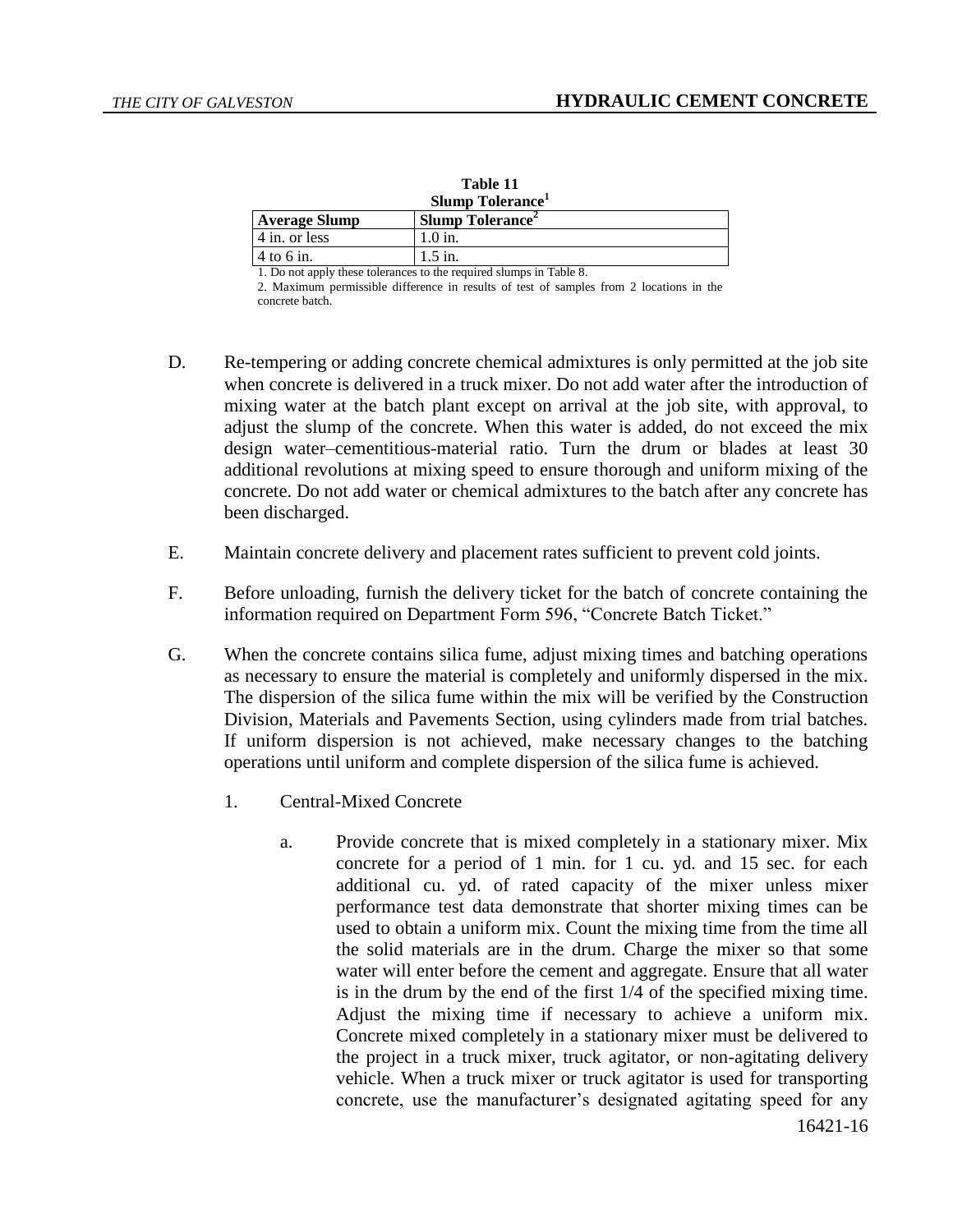**Table 11**
**Slump Tolerance[1]**

| Average Slump | Slump Tolerance[2] |
|---|---|
| 4 in. or less | 1.0 in. |
| 4 to 6 in. | 1.5 in. |

1. Do not apply these tolerances to the required slumps in Table 8.
2. Maximum permissible difference in results of test of samples from 2 locations in the concrete batch.

D. Re-tempering or adding concrete chemical admixtures is only permitted at the job site when concrete is delivered in a truck mixer. Do not add water after the introduction of mixing water at the batch plant except on arrival at the job site, with approval, to adjust the slump of the concrete. When this water is added, do not exceed the mix design water–cementitious-material ratio. Turn the drum or blades at least 30 additional revolutions at mixing speed to ensure thorough and uniform mixing of the concrete. Do not add water or chemical admixtures to the batch after any concrete has been discharged.

E. Maintain concrete delivery and placement rates sufficient to prevent cold joints.

F. Before unloading, furnish the delivery ticket for the batch of concrete containing the information required on Department Form 596, "Concrete Batch Ticket."

G. When the concrete contains silica fume, adjust mixing times and batching operations as necessary to ensure the material is completely and uniformly dispersed in the mix. The dispersion of the silica fume within the mix will be verified by the Construction Division, Materials and Pavements Section, using cylinders made from trial batches. If uniform dispersion is not achieved, make necessary changes to the batching operations until uniform and complete dispersion of the silica fume is achieved.

1. Central-Mixed Concrete

   a. Provide concrete that is mixed completely in a stationary mixer. Mix concrete for a period of 1 min. for 1 cu. yd. and 15 sec. for each additional cu. yd. of rated capacity of the mixer unless mixer performance test data demonstrate that shorter mixing times can be used to obtain a uniform mix. Count the mixing time from the time all the solid materials are in the drum. Charge the mixer so that some water will enter before the cement and aggregate. Ensure that all water is in the drum by the end of the first 1/4 of the specified mixing time. Adjust the mixing time if necessary to achieve a uniform mix. Concrete mixed completely in a stationary mixer must be delivered to the project in a truck mixer, truck agitator, or non-agitating delivery vehicle. When a truck mixer or truck agitator is used for transporting concrete, use the manufacturer's designated agitating speed for any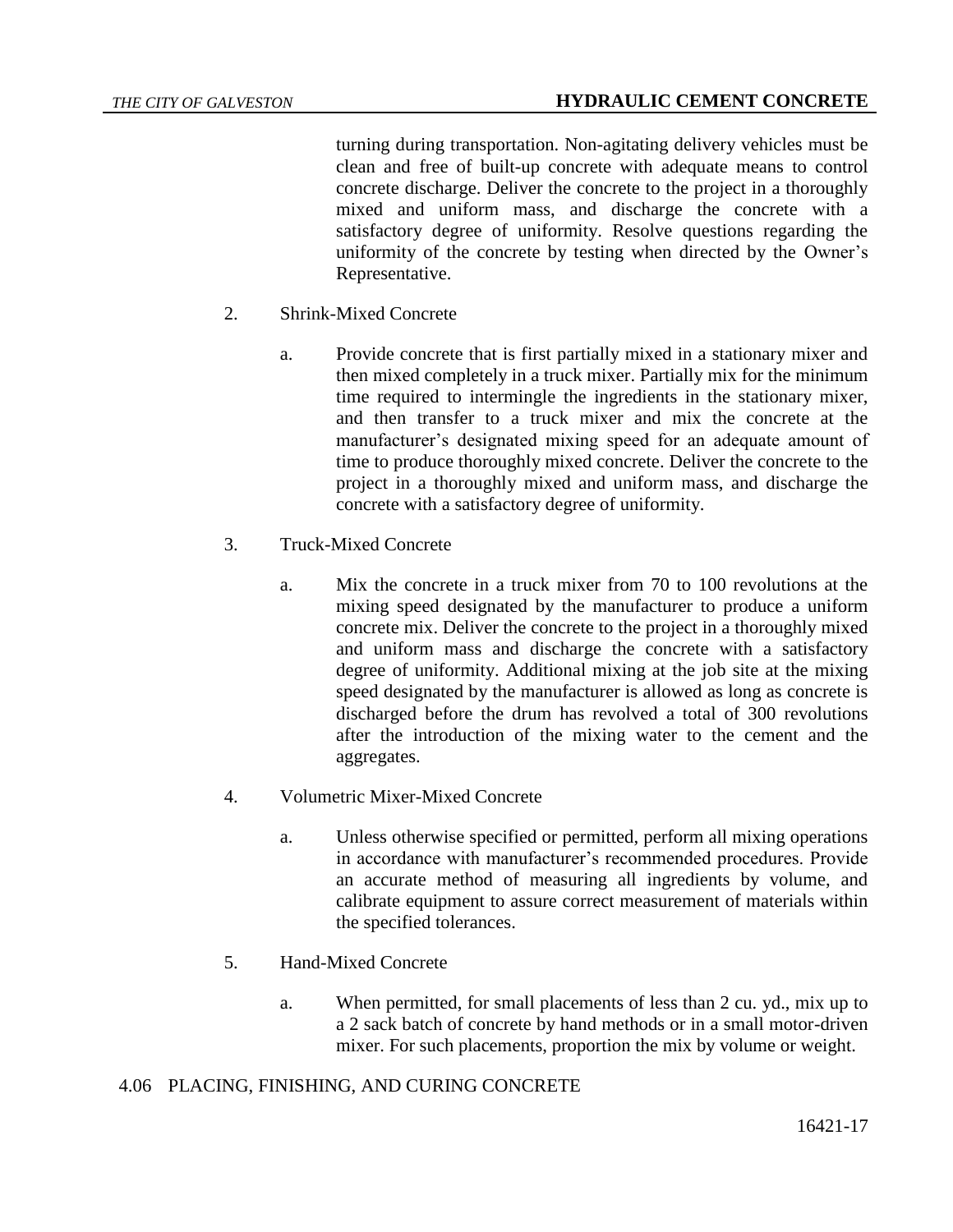turning during transportation. Non-agitating delivery vehicles must be clean and free of built-up concrete with adequate means to control concrete discharge. Deliver the concrete to the project in a thoroughly mixed and uniform mass, and discharge the concrete with a satisfactory degree of uniformity. Resolve questions regarding the uniformity of the concrete by testing when directed by the Owner's Representative.

2. Shrink-Mixed Concrete

   a. Provide concrete that is first partially mixed in a stationary mixer and then mixed completely in a truck mixer. Partially mix for the minimum time required to intermingle the ingredients in the stationary mixer, and then transfer to a truck mixer and mix the concrete at the manufacturer's designated mixing speed for an adequate amount of time to produce thoroughly mixed concrete. Deliver the concrete to the project in a thoroughly mixed and uniform mass, and discharge the concrete with a satisfactory degree of uniformity.

3. Truck-Mixed Concrete

   a. Mix the concrete in a truck mixer from 70 to 100 revolutions at the mixing speed designated by the manufacturer to produce a uniform concrete mix. Deliver the concrete to the project in a thoroughly mixed and uniform mass and discharge the concrete with a satisfactory degree of uniformity. Additional mixing at the job site at the mixing speed designated by the manufacturer is allowed as long as concrete is discharged before the drum has revolved a total of 300 revolutions after the introduction of the mixing water to the cement and the aggregates.

4. Volumetric Mixer-Mixed Concrete

   a. Unless otherwise specified or permitted, perform all mixing operations in accordance with manufacturer's recommended procedures. Provide an accurate method of measuring all ingredients by volume, and calibrate equipment to assure correct measurement of materials within the specified tolerances.

5. Hand-Mixed Concrete

   a. When permitted, for small placements of less than 2 cu. yd., mix up to a 2 sack batch of concrete by hand methods or in a small motor-driven mixer. For such placements, proportion the mix by volume or weight.

4.06 PLACING, FINISHING, AND CURING CONCRETE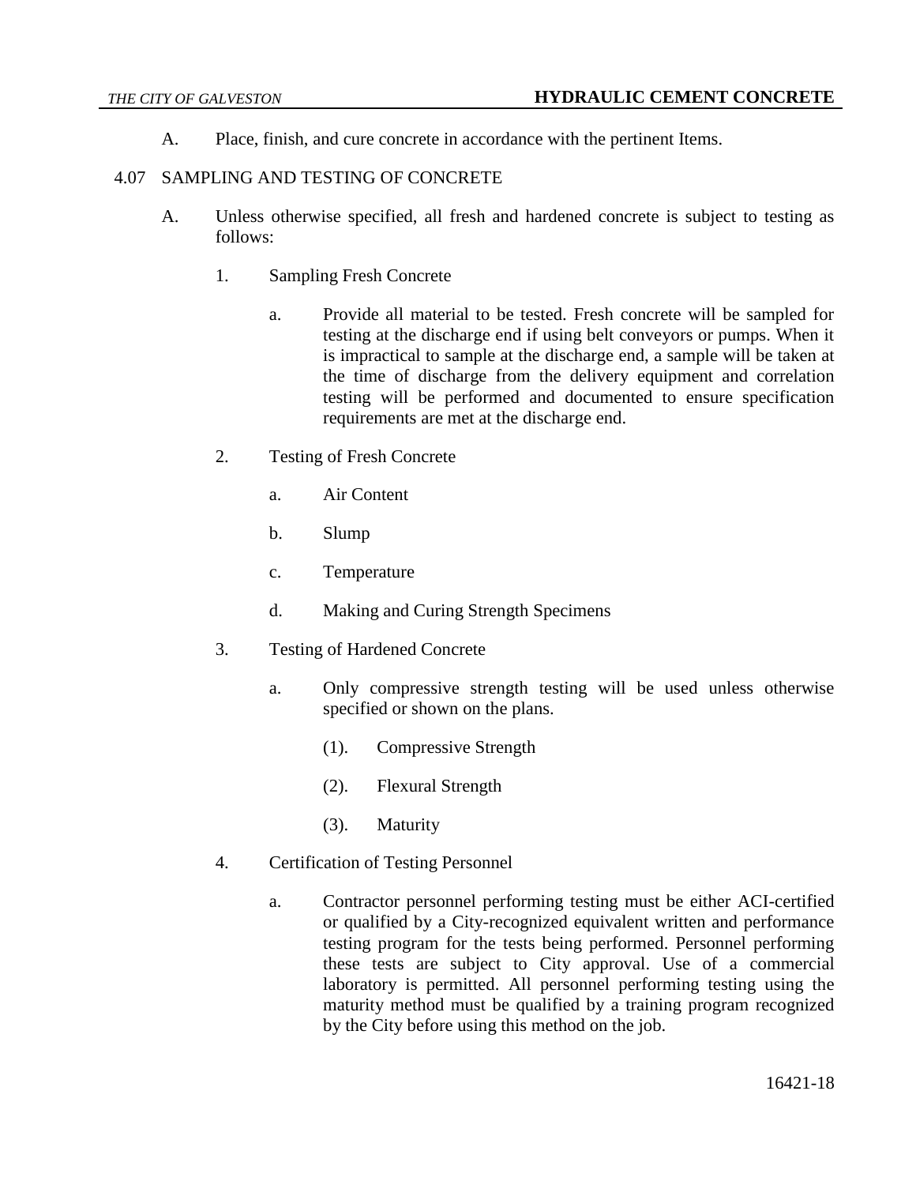A. Place, finish, and cure concrete in accordance with the pertinent Items.

4.07 SAMPLING AND TESTING OF CONCRETE

A. Unless otherwise specified, all fresh and hardened concrete is subject to testing as follows:

1. Sampling Fresh Concrete

    a. Provide all material to be tested. Fresh concrete will be sampled for testing at the discharge end if using belt conveyors or pumps. When it is impractical to sample at the discharge end, a sample will be taken at the time of discharge from the delivery equipment and correlation testing will be performed and documented to ensure specification requirements are met at the discharge end.

2. Testing of Fresh Concrete

    a. Air Content

    b. Slump

    c. Temperature

    d. Making and Curing Strength Specimens

3. Testing of Hardened Concrete

    a. Only compressive strength testing will be used unless otherwise specified or shown on the plans.

        (1). Compressive Strength

        (2). Flexural Strength

        (3). Maturity

4. Certification of Testing Personnel

    a. Contractor personnel performing testing must be either ACI-certified or qualified by a City-recognized equivalent written and performance testing program for the tests being performed. Personnel performing these tests are subject to City approval. Use of a commercial laboratory is permitted. All personnel performing testing using the maturity method must be qualified by a training program recognized by the City before using this method on the job.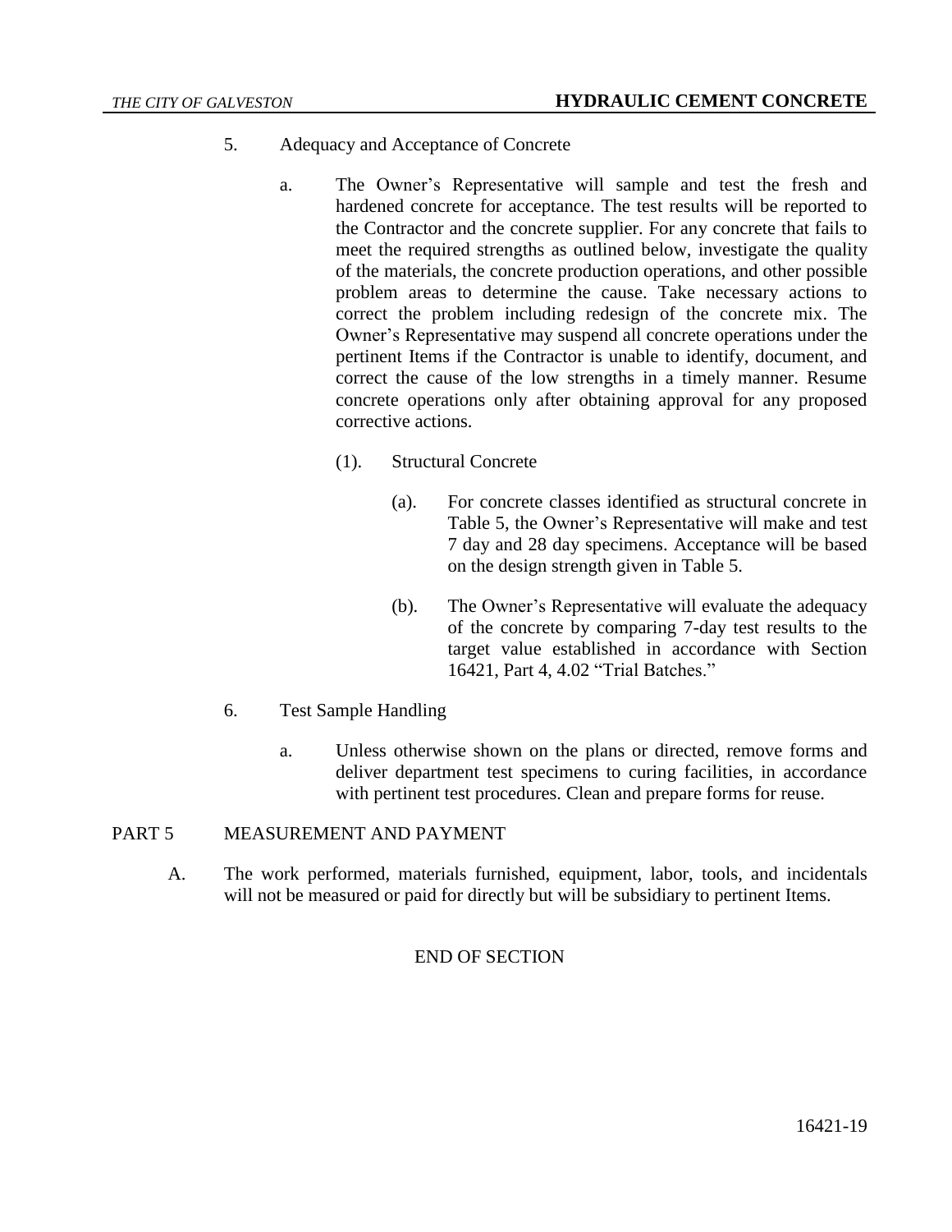5. Adequacy and Acceptance of Concrete

   a. The Owner's Representative will sample and test the fresh and hardened concrete for acceptance. The test results will be reported to the Contractor and the concrete supplier. For any concrete that fails to meet the required strengths as outlined below, investigate the quality of the materials, the concrete production operations, and other possible problem areas to determine the cause. Take necessary actions to correct the problem including redesign of the concrete mix. The Owner's Representative may suspend all concrete operations under the pertinent Items if the Contractor is unable to identify, document, and correct the cause of the low strengths in a timely manner. Resume concrete operations only after obtaining approval for any proposed corrective actions.

      (1). Structural Concrete

         (a). For concrete classes identified as structural concrete in Table 5, the Owner's Representative will make and test 7 day and 28 day specimens. Acceptance will be based on the design strength given in Table 5.

         (b). The Owner's Representative will evaluate the adequacy of the concrete by comparing 7-day test results to the target value established in accordance with Section 16421, Part 4, 4.02 "Trial Batches."

6. Test Sample Handling

   a. Unless otherwise shown on the plans or directed, remove forms and deliver department test specimens to curing facilities, in accordance with pertinent test procedures. Clean and prepare forms for reuse.

## PART 5 MEASUREMENT AND PAYMENT

A. The work performed, materials furnished, equipment, labor, tools, and incidentals will not be measured or paid for directly but will be subsidiary to pertinent Items.

END OF SECTION